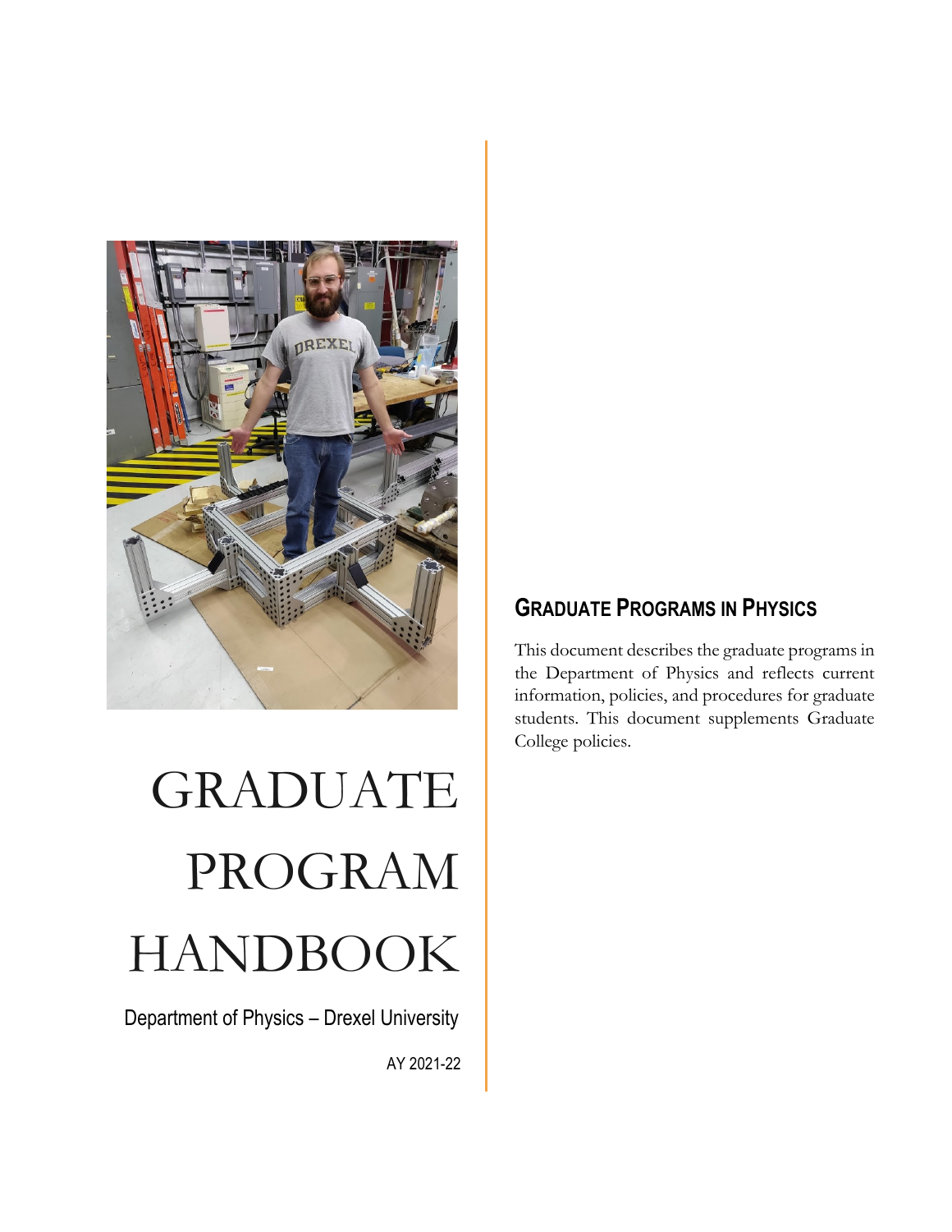# GRADUATE PROGRAM HANDBOOK

Department of Physics – Drexel University

AY 2021-22

## GRADUATE PROGRAMS IN PHYSICS

This document describes the graduate programs in the Department of Physics and reflects current information, policies, and procedures for graduate students. This document supplements Graduate College policies.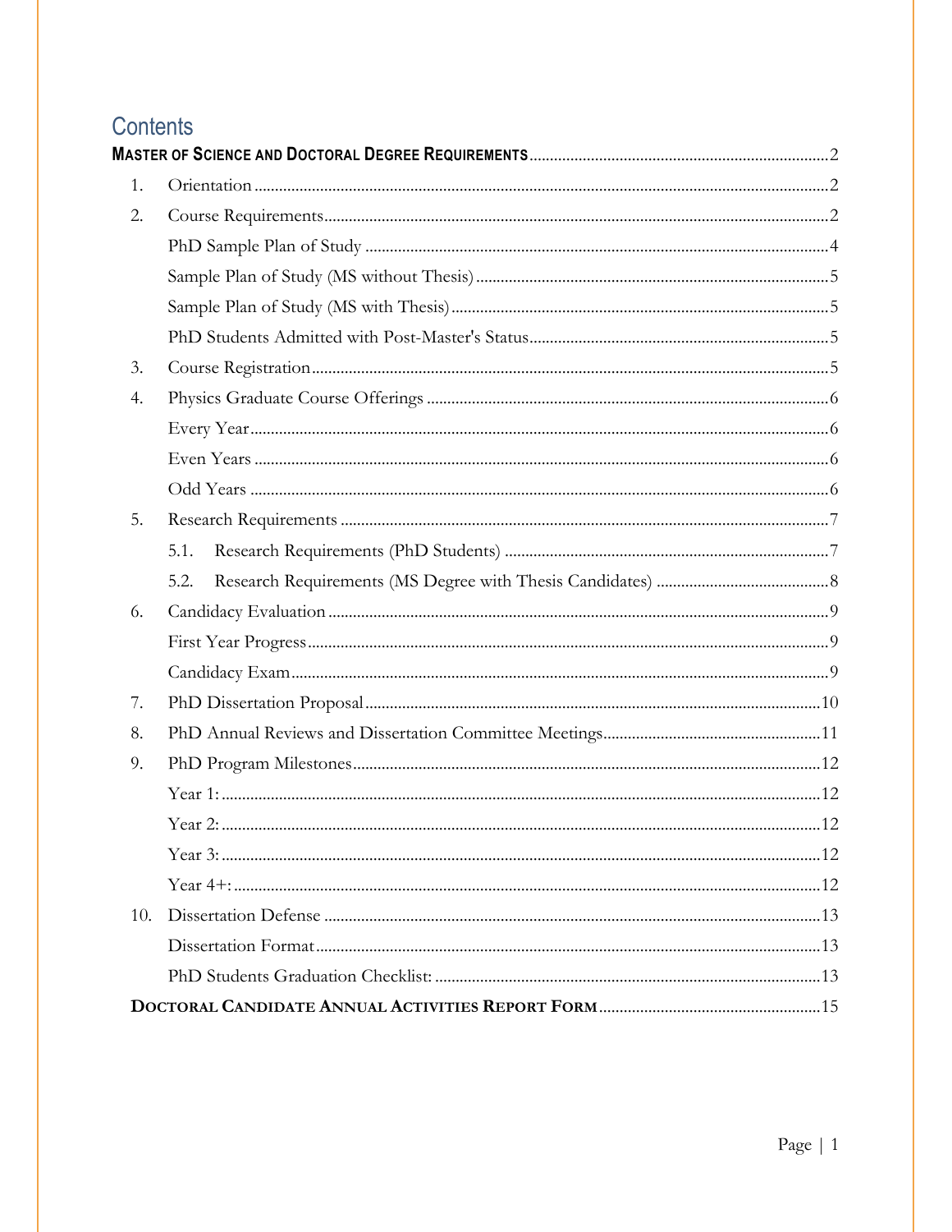# Contents

**MASTER OF SCIENCE AND DOCTORAL DEGREE REQUIREMENTS** .......... 2

1. Orientation .......... 2
2. Course Requirements .......... 2
   - PhD Sample Plan of Study .......... 4
   - Sample Plan of Study (MS without Thesis) .......... 5
   - Sample Plan of Study (MS with Thesis) .......... 5
   - PhD Students Admitted with Post-Master's Status .......... 5
3. Course Registration .......... 5
4. Physics Graduate Course Offerings .......... 6
   - Every Year .......... 6
   - Even Years .......... 6
   - Odd Years .......... 6
5. Research Requirements .......... 7
   - 5.1. Research Requirements (PhD Students) .......... 7
   - 5.2. Research Requirements (MS Degree with Thesis Candidates) .......... 8
6. Candidacy Evaluation .......... 9
   - First Year Progress .......... 9
   - Candidacy Exam .......... 9
7. PhD Dissertation Proposal .......... 10
8. PhD Annual Reviews and Dissertation Committee Meetings .......... 11
9. PhD Program Milestones .......... 12
   - Year 1: .......... 12
   - Year 2: .......... 12
   - Year 3: .......... 12
   - Year 4+: .......... 12
10. Dissertation Defense .......... 13
    - Dissertation Format .......... 13
    - PhD Students Graduation Checklist: .......... 13

**DOCTORAL CANDIDATE ANNUAL ACTIVITIES REPORT FORM** .......... 15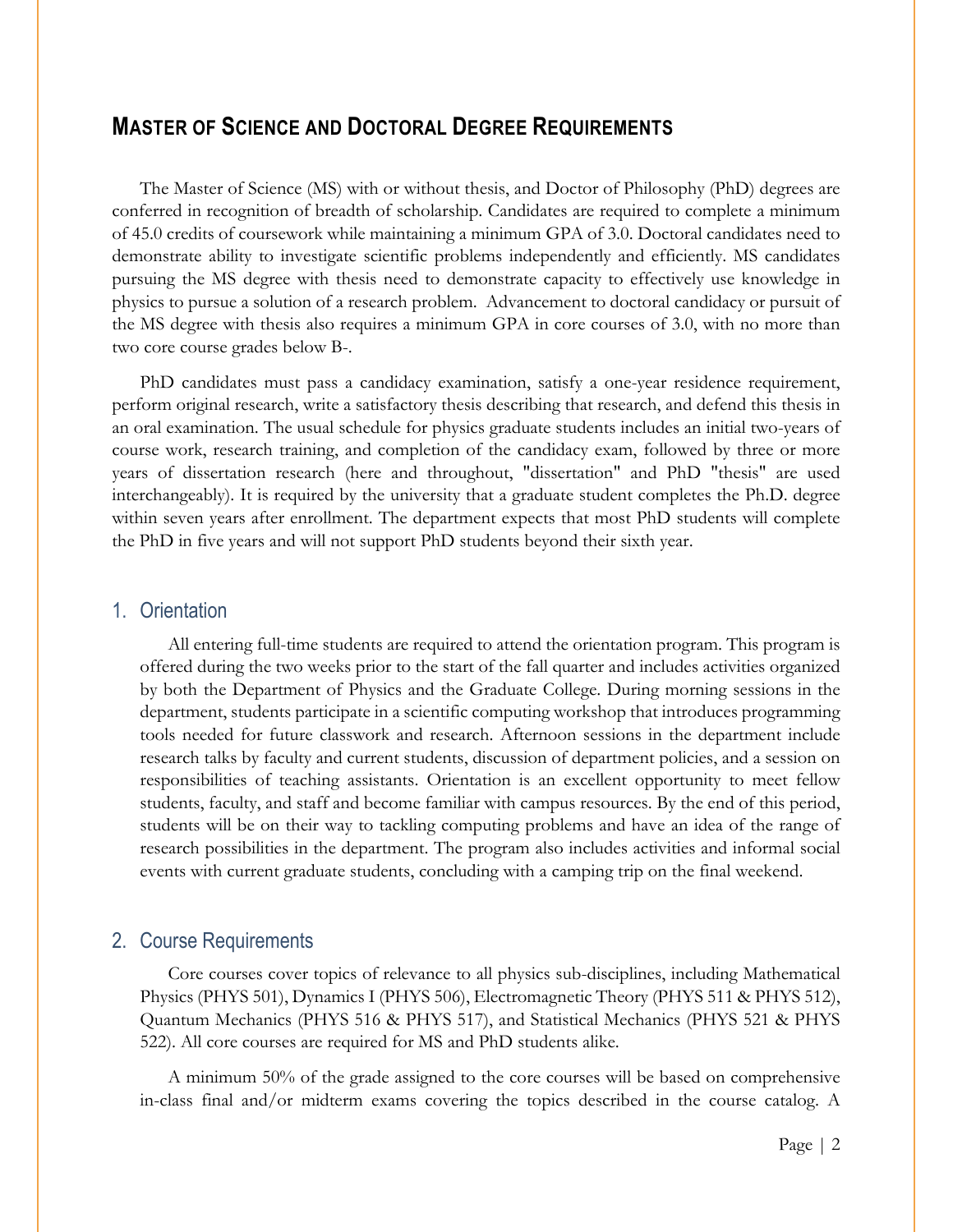## Master of Science and Doctoral Degree Requirements

The Master of Science (MS) with or without thesis, and Doctor of Philosophy (PhD) degrees are conferred in recognition of breadth of scholarship. Candidates are required to complete a minimum of 45.0 credits of coursework while maintaining a minimum GPA of 3.0. Doctoral candidates need to demonstrate ability to investigate scientific problems independently and efficiently. MS candidates pursuing the MS degree with thesis need to demonstrate capacity to effectively use knowledge in physics to pursue a solution of a research problem. Advancement to doctoral candidacy or pursuit of the MS degree with thesis also requires a minimum GPA in core courses of 3.0, with no more than two core course grades below B-.

PhD candidates must pass a candidacy examination, satisfy a one-year residence requirement, perform original research, write a satisfactory thesis describing that research, and defend this thesis in an oral examination. The usual schedule for physics graduate students includes an initial two-years of course work, research training, and completion of the candidacy exam, followed by three or more years of dissertation research (here and throughout, "dissertation" and PhD "thesis" are used interchangeably). It is required by the university that a graduate student completes the Ph.D. degree within seven years after enrollment. The department expects that most PhD students will complete the PhD in five years and will not support PhD students beyond their sixth year.

### 1. Orientation

All entering full-time students are required to attend the orientation program. This program is offered during the two weeks prior to the start of the fall quarter and includes activities organized by both the Department of Physics and the Graduate College. During morning sessions in the department, students participate in a scientific computing workshop that introduces programming tools needed for future classwork and research. Afternoon sessions in the department include research talks by faculty and current students, discussion of department policies, and a session on responsibilities of teaching assistants. Orientation is an excellent opportunity to meet fellow students, faculty, and staff and become familiar with campus resources. By the end of this period, students will be on their way to tackling computing problems and have an idea of the range of research possibilities in the department. The program also includes activities and informal social events with current graduate students, concluding with a camping trip on the final weekend.

### 2. Course Requirements

Core courses cover topics of relevance to all physics sub-disciplines, including Mathematical Physics (PHYS 501), Dynamics I (PHYS 506), Electromagnetic Theory (PHYS 511 & PHYS 512), Quantum Mechanics (PHYS 516 & PHYS 517), and Statistical Mechanics (PHYS 521 & PHYS 522). All core courses are required for MS and PhD students alike.

A minimum 50% of the grade assigned to the core courses will be based on comprehensive in-class final and/or midterm exams covering the topics described in the course catalog. A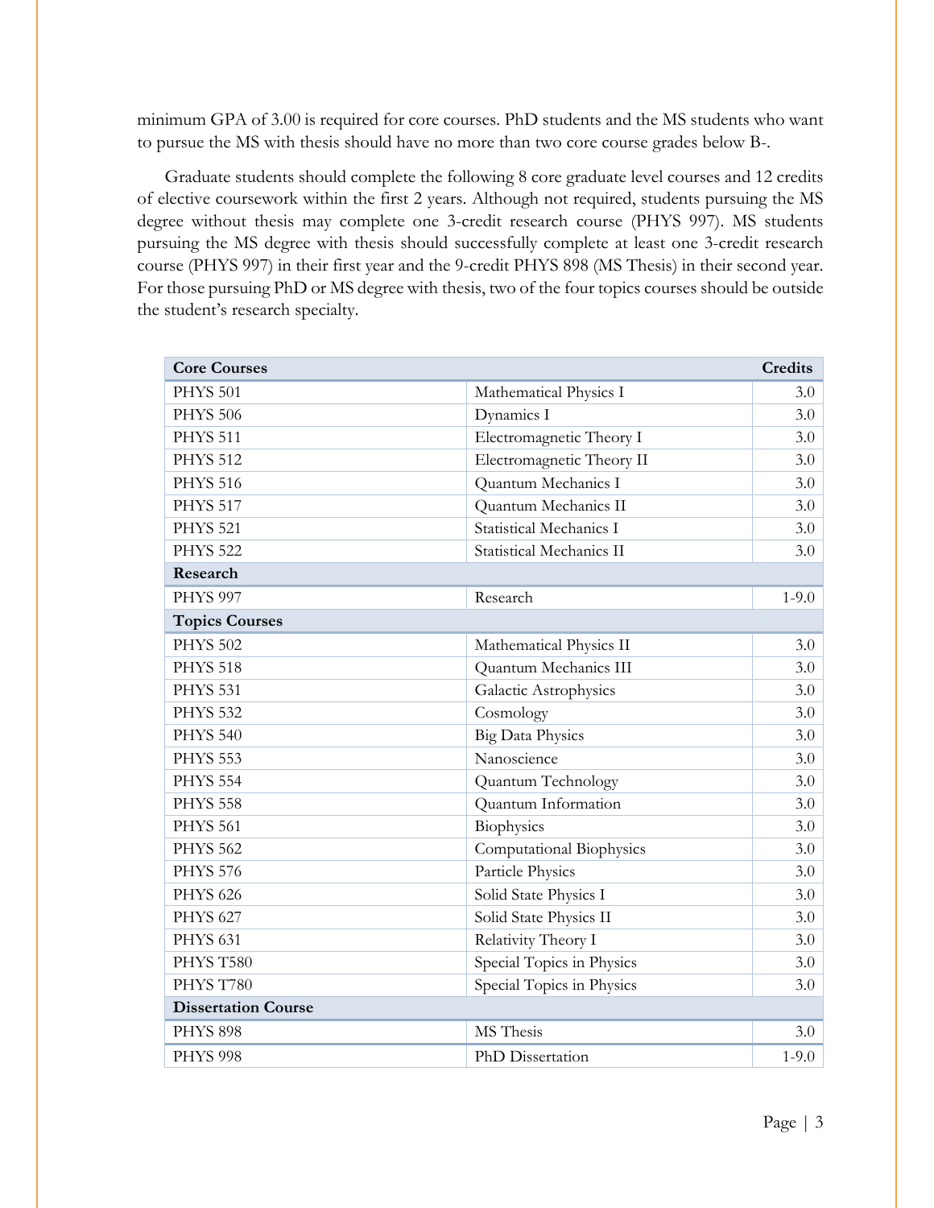minimum GPA of 3.00 is required for core courses. PhD students and the MS students who want to pursue the MS with thesis should have no more than two core course grades below B-.

Graduate students should complete the following 8 core graduate level courses and 12 credits of elective coursework within the first 2 years. Although not required, students pursuing the MS degree without thesis may complete one 3-credit research course (PHYS 997). MS students pursuing the MS degree with thesis should successfully complete at least one 3-credit research course (PHYS 997) in their first year and the 9-credit PHYS 898 (MS Thesis) in their second year. For those pursuing PhD or MS degree with thesis, two of the four topics courses should be outside the student's research specialty.

| **Core Courses** | | **Credits** |
|---|---|---|
| PHYS 501 | Mathematical Physics I | 3.0 |
| PHYS 506 | Dynamics I | 3.0 |
| PHYS 511 | Electromagnetic Theory I | 3.0 |
| PHYS 512 | Electromagnetic Theory II | 3.0 |
| PHYS 516 | Quantum Mechanics I | 3.0 |
| PHYS 517 | Quantum Mechanics II | 3.0 |
| PHYS 521 | Statistical Mechanics I | 3.0 |
| PHYS 522 | Statistical Mechanics II | 3.0 |
| **Research** | | |
| PHYS 997 | Research | 1-9.0 |
| **Topics Courses** | | |
| PHYS 502 | Mathematical Physics II | 3.0 |
| PHYS 518 | Quantum Mechanics III | 3.0 |
| PHYS 531 | Galactic Astrophysics | 3.0 |
| PHYS 532 | Cosmology | 3.0 |
| PHYS 540 | Big Data Physics | 3.0 |
| PHYS 553 | Nanoscience | 3.0 |
| PHYS 554 | Quantum Technology | 3.0 |
| PHYS 558 | Quantum Information | 3.0 |
| PHYS 561 | Biophysics | 3.0 |
| PHYS 562 | Computational Biophysics | 3.0 |
| PHYS 576 | Particle Physics | 3.0 |
| PHYS 626 | Solid State Physics I | 3.0 |
| PHYS 627 | Solid State Physics II | 3.0 |
| PHYS 631 | Relativity Theory I | 3.0 |
| PHYS T580 | Special Topics in Physics | 3.0 |
| PHYS T780 | Special Topics in Physics | 3.0 |
| **Dissertation Course** | | |
| PHYS 898 | MS Thesis | 3.0 |
| PHYS 998 | PhD Dissertation | 1-9.0 |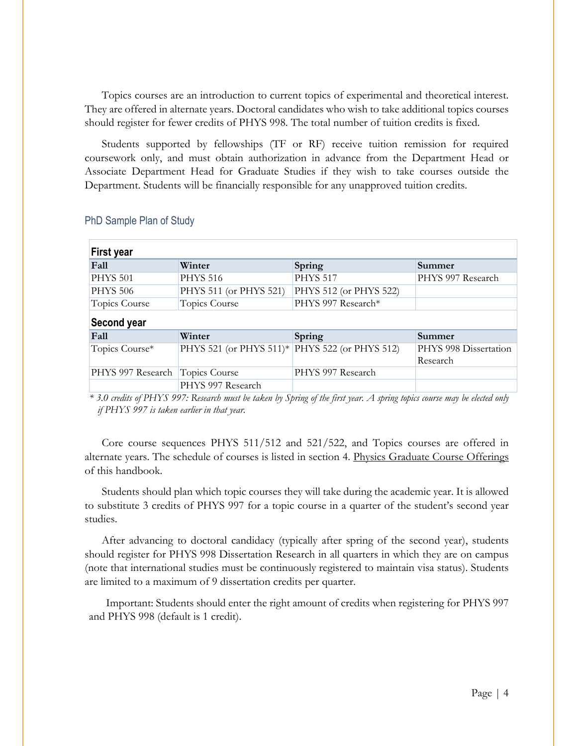Topics courses are an introduction to current topics of experimental and theoretical interest. They are offered in alternate years. Doctoral candidates who wish to take additional topics courses should register for fewer credits of PHYS 998. The total number of tuition credits is fixed.

Students supported by fellowships (TF or RF) receive tuition remission for required coursework only, and must obtain authorization in advance from the Department Head or Associate Department Head for Graduate Studies if they wish to take courses outside the Department. Students will be financially responsible for any unapproved tuition credits.

## PhD Sample Plan of Study

| **First year** | | | |
|---|---|---|---|
| **Fall** | **Winter** | **Spring** | **Summer** |
| PHYS 501 | PHYS 516 | PHYS 517 | PHYS 997 Research |
| PHYS 506 | PHYS 511 (or PHYS 521) | PHYS 512 (or PHYS 522) | |
| Topics Course | Topics Course | PHYS 997 Research* | |
| **Second year** | | | |
| **Fall** | **Winter** | **Spring** | **Summer** |
| Topics Course* | PHYS 521 (or PHYS 511)* | PHYS 522 (or PHYS 512) | PHYS 998 Dissertation Research |
| PHYS 997 Research | Topics Course | PHYS 997 Research | |
| | PHYS 997 Research | | |

*\* 3.0 credits of PHYS 997: Research must be taken by Spring of the first year. A spring topics course may be elected only if PHYS 997 is taken earlier in that year.*

Core course sequences PHYS 511/512 and 521/522, and Topics courses are offered in alternate years. The schedule of courses is listed in section 4. Physics Graduate Course Offerings of this handbook.

Students should plan which topic courses they will take during the academic year. It is allowed to substitute 3 credits of PHYS 997 for a topic course in a quarter of the student's second year studies.

After advancing to doctoral candidacy (typically after spring of the second year), students should register for PHYS 998 Dissertation Research in all quarters in which they are on campus (note that international studies must be continuously registered to maintain visa status). Students are limited to a maximum of 9 dissertation credits per quarter.

Important: Students should enter the right amount of credits when registering for PHYS 997 and PHYS 998 (default is 1 credit).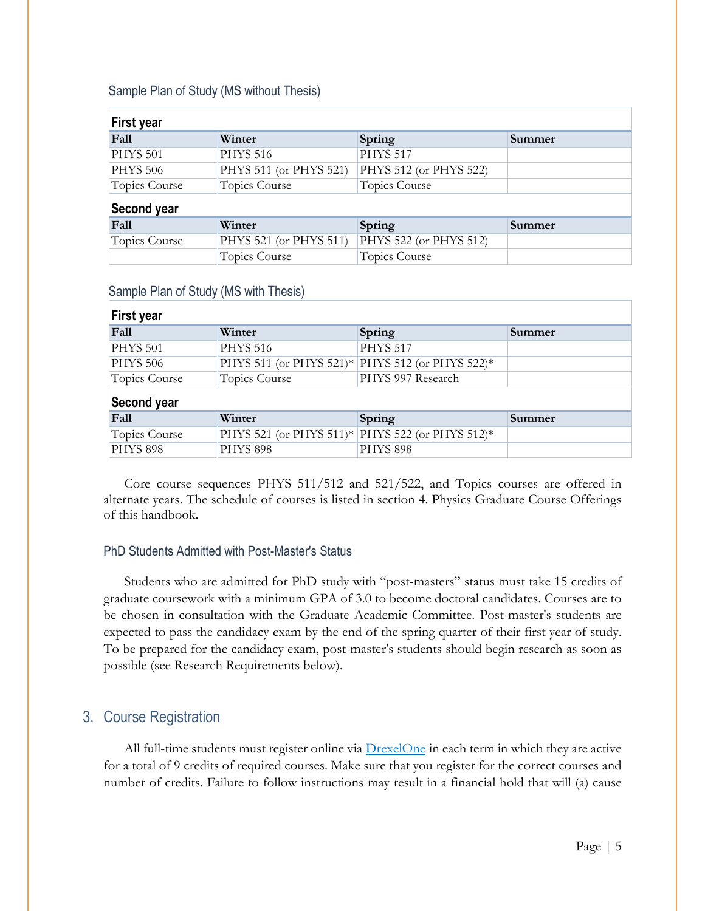### Sample Plan of Study (MS without Thesis)

| First year | | | |
|---|---|---|---|
| **Fall** | **Winter** | **Spring** | **Summer** |
| PHYS 501 | PHYS 516 | PHYS 517 | |
| PHYS 506 | PHYS 511 (or PHYS 521) | PHYS 512 (or PHYS 522) | |
| Topics Course | Topics Course | Topics Course | |
| **Second year** | | | |
| **Fall** | **Winter** | **Spring** | **Summer** |
| Topics Course | PHYS 521 (or PHYS 511) | PHYS 522 (or PHYS 512) | |
| | Topics Course | Topics Course | |

### Sample Plan of Study (MS with Thesis)

| First year | | | |
|---|---|---|---|
| **Fall** | **Winter** | **Spring** | **Summer** |
| PHYS 501 | PHYS 516 | PHYS 517 | |
| PHYS 506 | PHYS 511 (or PHYS 521)* | PHYS 512 (or PHYS 522)* | |
| Topics Course | Topics Course | PHYS 997 Research | |
| **Second year** | | | |
| **Fall** | **Winter** | **Spring** | **Summer** |
| Topics Course | PHYS 521 (or PHYS 511)* | PHYS 522 (or PHYS 512)* | |
| PHYS 898 | PHYS 898 | PHYS 898 | |

Core course sequences PHYS 511/512 and 521/522, and Topics courses are offered in alternate years. The schedule of courses is listed in section 4. Physics Graduate Course Offerings of this handbook.

### PhD Students Admitted with Post-Master's Status

Students who are admitted for PhD study with "post-masters" status must take 15 credits of graduate coursework with a minimum GPA of 3.0 to become doctoral candidates. Courses are to be chosen in consultation with the Graduate Academic Committee. Post-master's students are expected to pass the candidacy exam by the end of the spring quarter of their first year of study. To be prepared for the candidacy exam, post-master's students should begin research as soon as possible (see Research Requirements below).

## 3. Course Registration

All full-time students must register online via DrexelOne in each term in which they are active for a total of 9 credits of required courses. Make sure that you register for the correct courses and number of credits. Failure to follow instructions may result in a financial hold that will (a) cause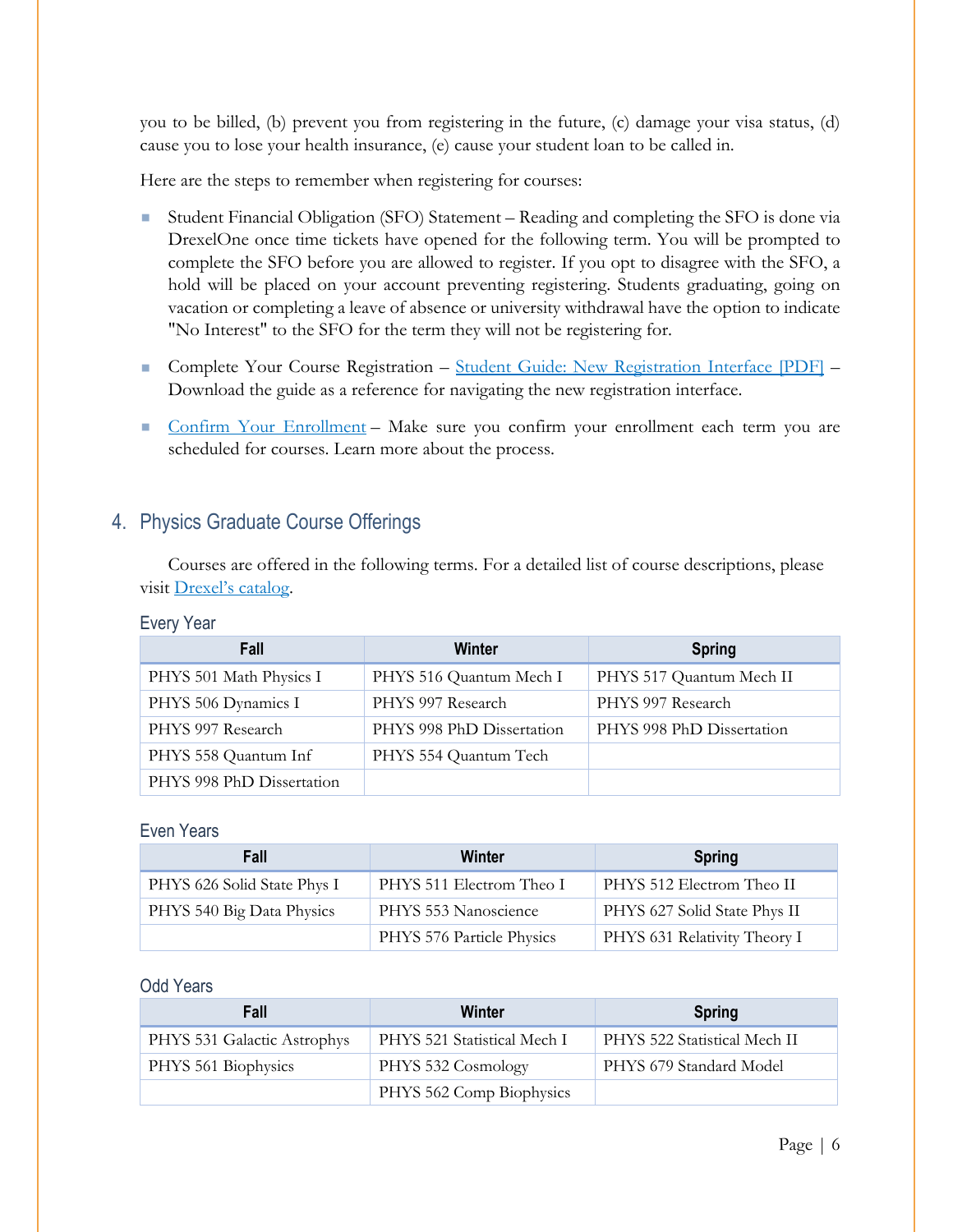you to be billed, (b) prevent you from registering in the future, (c) damage your visa status, (d) cause you to lose your health insurance, (e) cause your student loan to be called in.

Here are the steps to remember when registering for courses:

- Student Financial Obligation (SFO) Statement – Reading and completing the SFO is done via DrexelOne once time tickets have opened for the following term. You will be prompted to complete the SFO before you are allowed to register. If you opt to disagree with the SFO, a hold will be placed on your account preventing registering. Students graduating, going on vacation or completing a leave of absence or university withdrawal have the option to indicate "No Interest" to the SFO for the term they will not be registering for.

- Complete Your Course Registration – [Student Guide: New Registration Interface [PDF]]() – Download the guide as a reference for navigating the new registration interface.

- [Confirm Your Enrollment]() – Make sure you confirm your enrollment each term you are scheduled for courses. Learn more about the process.

## 4. Physics Graduate Course Offerings

Courses are offered in the following terms. For a detailed list of course descriptions, please visit [Drexel's catalog]().

### Every Year

| Fall | Winter | Spring |
|---|---|---|
| PHYS 501 Math Physics I | PHYS 516 Quantum Mech I | PHYS 517 Quantum Mech II |
| PHYS 506 Dynamics I | PHYS 997 Research | PHYS 997 Research |
| PHYS 997 Research | PHYS 998 PhD Dissertation | PHYS 998 PhD Dissertation |
| PHYS 558 Quantum Inf | PHYS 554 Quantum Tech | |
| PHYS 998 PhD Dissertation | | |

### Even Years

| Fall | Winter | Spring |
|---|---|---|
| PHYS 626 Solid State Phys I | PHYS 511 Electrom Theo I | PHYS 512 Electrom Theo II |
| PHYS 540 Big Data Physics | PHYS 553 Nanoscience | PHYS 627 Solid State Phys II |
| | PHYS 576 Particle Physics | PHYS 631 Relativity Theory I |

### Odd Years

| Fall | Winter | Spring |
|---|---|---|
| PHYS 531 Galactic Astrophys | PHYS 521 Statistical Mech I | PHYS 522 Statistical Mech II |
| PHYS 561 Biophysics | PHYS 532 Cosmology | PHYS 679 Standard Model |
| | PHYS 562 Comp Biophysics | |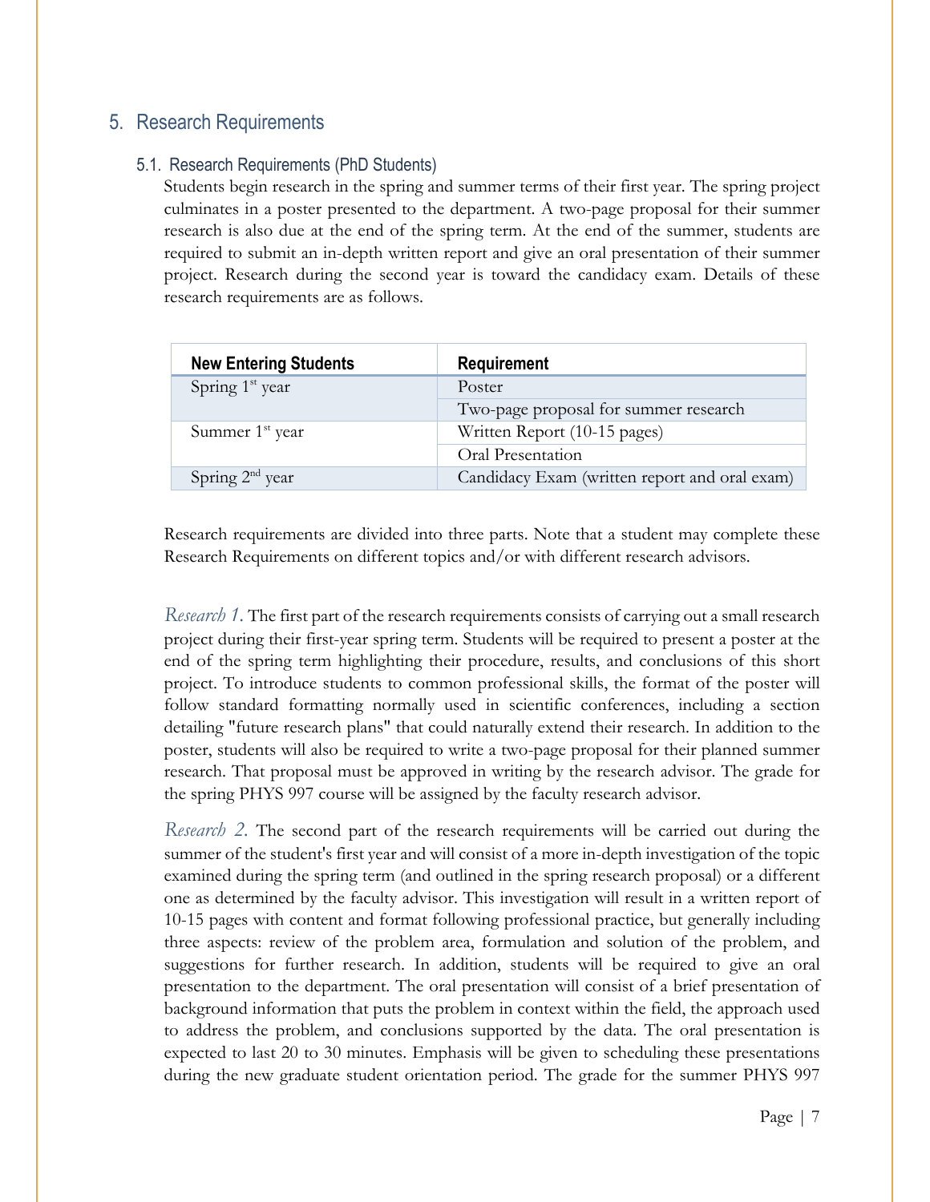## 5. Research Requirements

### 5.1. Research Requirements (PhD Students)

Students begin research in the spring and summer terms of their first year. The spring project culminates in a poster presented to the department. A two-page proposal for their summer research is also due at the end of the spring term. At the end of the summer, students are required to submit an in-depth written report and give an oral presentation of their summer project. Research during the second year is toward the candidacy exam. Details of these research requirements are as follows.

| New Entering Students | Requirement |
|---|---|
| Spring 1st year | Poster |
| | Two-page proposal for summer research |
| Summer 1st year | Written Report (10-15 pages) |
| | Oral Presentation |
| Spring 2nd year | Candidacy Exam (written report and oral exam) |

Research requirements are divided into three parts. Note that a student may complete these Research Requirements on different topics and/or with different research advisors.

*Research 1.* The first part of the research requirements consists of carrying out a small research project during their first-year spring term. Students will be required to present a poster at the end of the spring term highlighting their procedure, results, and conclusions of this short project. To introduce students to common professional skills, the format of the poster will follow standard formatting normally used in scientific conferences, including a section detailing "future research plans" that could naturally extend their research. In addition to the poster, students will also be required to write a two-page proposal for their planned summer research. That proposal must be approved in writing by the research advisor. The grade for the spring PHYS 997 course will be assigned by the faculty research advisor.

*Research 2.* The second part of the research requirements will be carried out during the summer of the student's first year and will consist of a more in-depth investigation of the topic examined during the spring term (and outlined in the spring research proposal) or a different one as determined by the faculty advisor. This investigation will result in a written report of 10-15 pages with content and format following professional practice, but generally including three aspects: review of the problem area, formulation and solution of the problem, and suggestions for further research. In addition, students will be required to give an oral presentation to the department. The oral presentation will consist of a brief presentation of background information that puts the problem in context within the field, the approach used to address the problem, and conclusions supported by the data. The oral presentation is expected to last 20 to 30 minutes. Emphasis will be given to scheduling these presentations during the new graduate student orientation period. The grade for the summer PHYS 997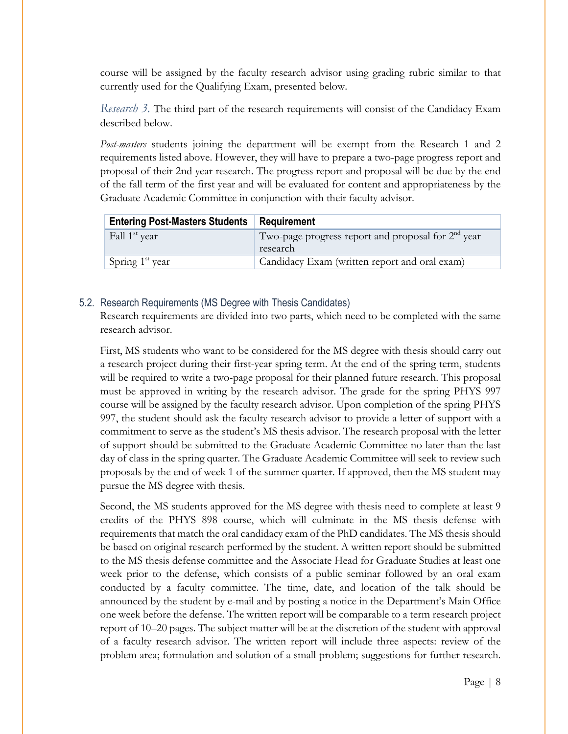course will be assigned by the faculty research advisor using grading rubric similar to that currently used for the Qualifying Exam, presented below.

*Research 3.* The third part of the research requirements will consist of the Candidacy Exam described below.

*Post-masters* students joining the department will be exempt from the Research 1 and 2 requirements listed above. However, they will have to prepare a two-page progress report and proposal of their 2nd year research. The progress report and proposal will be due by the end of the fall term of the first year and will be evaluated for content and appropriateness by the Graduate Academic Committee in conjunction with their faculty advisor.

| Entering Post-Masters Students | Requirement |
| --- | --- |
| Fall 1st year | Two-page progress report and proposal for 2nd year research |
| Spring 1st year | Candidacy Exam (written report and oral exam) |

### 5.2. Research Requirements (MS Degree with Thesis Candidates)

Research requirements are divided into two parts, which need to be completed with the same research advisor.

First, MS students who want to be considered for the MS degree with thesis should carry out a research project during their first-year spring term. At the end of the spring term, students will be required to write a two-page proposal for their planned future research. This proposal must be approved in writing by the research advisor. The grade for the spring PHYS 997 course will be assigned by the faculty research advisor. Upon completion of the spring PHYS 997, the student should ask the faculty research advisor to provide a letter of support with a commitment to serve as the student's MS thesis advisor. The research proposal with the letter of support should be submitted to the Graduate Academic Committee no later than the last day of class in the spring quarter. The Graduate Academic Committee will seek to review such proposals by the end of week 1 of the summer quarter. If approved, then the MS student may pursue the MS degree with thesis.

Second, the MS students approved for the MS degree with thesis need to complete at least 9 credits of the PHYS 898 course, which will culminate in the MS thesis defense with requirements that match the oral candidacy exam of the PhD candidates. The MS thesis should be based on original research performed by the student. A written report should be submitted to the MS thesis defense committee and the Associate Head for Graduate Studies at least one week prior to the defense, which consists of a public seminar followed by an oral exam conducted by a faculty committee. The time, date, and location of the talk should be announced by the student by e-mail and by posting a notice in the Department's Main Office one week before the defense. The written report will be comparable to a term research project report of 10–20 pages. The subject matter will be at the discretion of the student with approval of a faculty research advisor. The written report will include three aspects: review of the problem area; formulation and solution of a small problem; suggestions for further research.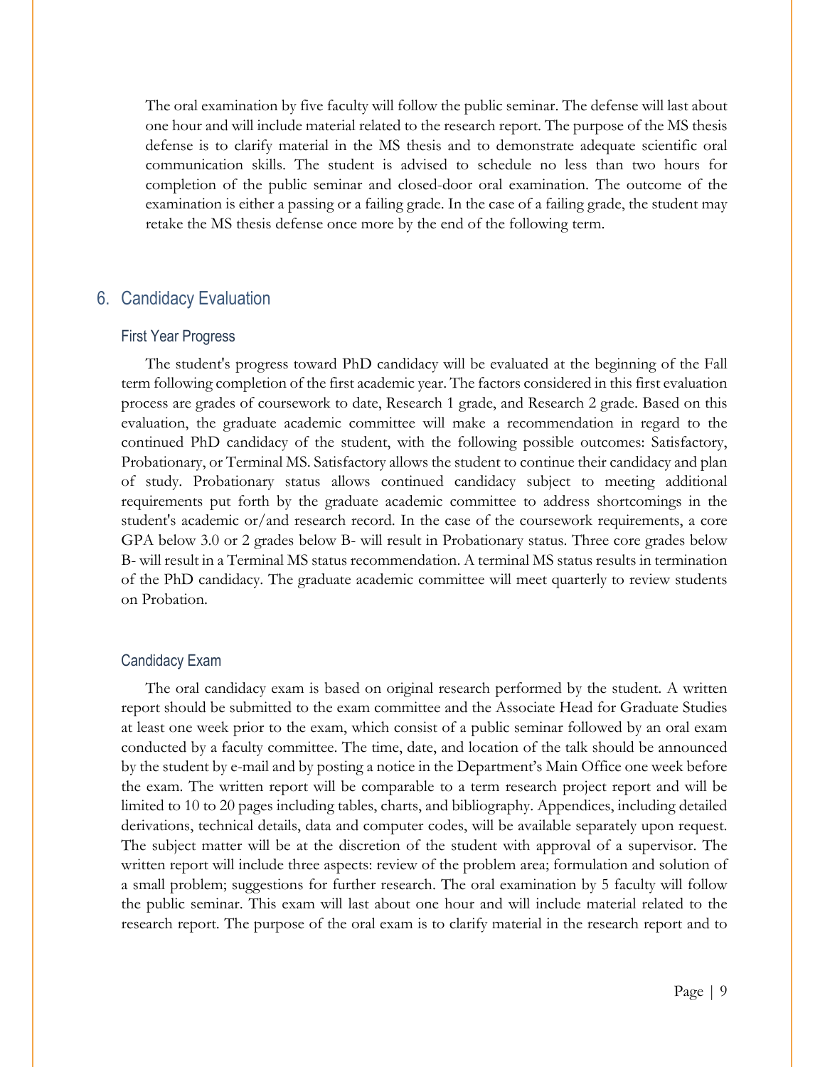The oral examination by five faculty will follow the public seminar. The defense will last about one hour and will include material related to the research report. The purpose of the MS thesis defense is to clarify material in the MS thesis and to demonstrate adequate scientific oral communication skills. The student is advised to schedule no less than two hours for completion of the public seminar and closed-door oral examination. The outcome of the examination is either a passing or a failing grade. In the case of a failing grade, the student may retake the MS thesis defense once more by the end of the following term.

## 6. Candidacy Evaluation

### First Year Progress

The student's progress toward PhD candidacy will be evaluated at the beginning of the Fall term following completion of the first academic year. The factors considered in this first evaluation process are grades of coursework to date, Research 1 grade, and Research 2 grade. Based on this evaluation, the graduate academic committee will make a recommendation in regard to the continued PhD candidacy of the student, with the following possible outcomes: Satisfactory, Probationary, or Terminal MS. Satisfactory allows the student to continue their candidacy and plan of study. Probationary status allows continued candidacy subject to meeting additional requirements put forth by the graduate academic committee to address shortcomings in the student's academic or/and research record. In the case of the coursework requirements, a core GPA below 3.0 or 2 grades below B- will result in Probationary status. Three core grades below B- will result in a Terminal MS status recommendation. A terminal MS status results in termination of the PhD candidacy. The graduate academic committee will meet quarterly to review students on Probation.

### Candidacy Exam

The oral candidacy exam is based on original research performed by the student. A written report should be submitted to the exam committee and the Associate Head for Graduate Studies at least one week prior to the exam, which consist of a public seminar followed by an oral exam conducted by a faculty committee. The time, date, and location of the talk should be announced by the student by e-mail and by posting a notice in the Department's Main Office one week before the exam. The written report will be comparable to a term research project report and will be limited to 10 to 20 pages including tables, charts, and bibliography. Appendices, including detailed derivations, technical details, data and computer codes, will be available separately upon request. The subject matter will be at the discretion of the student with approval of a supervisor. The written report will include three aspects: review of the problem area; formulation and solution of a small problem; suggestions for further research. The oral examination by 5 faculty will follow the public seminar. This exam will last about one hour and will include material related to the research report. The purpose of the oral exam is to clarify material in the research report and to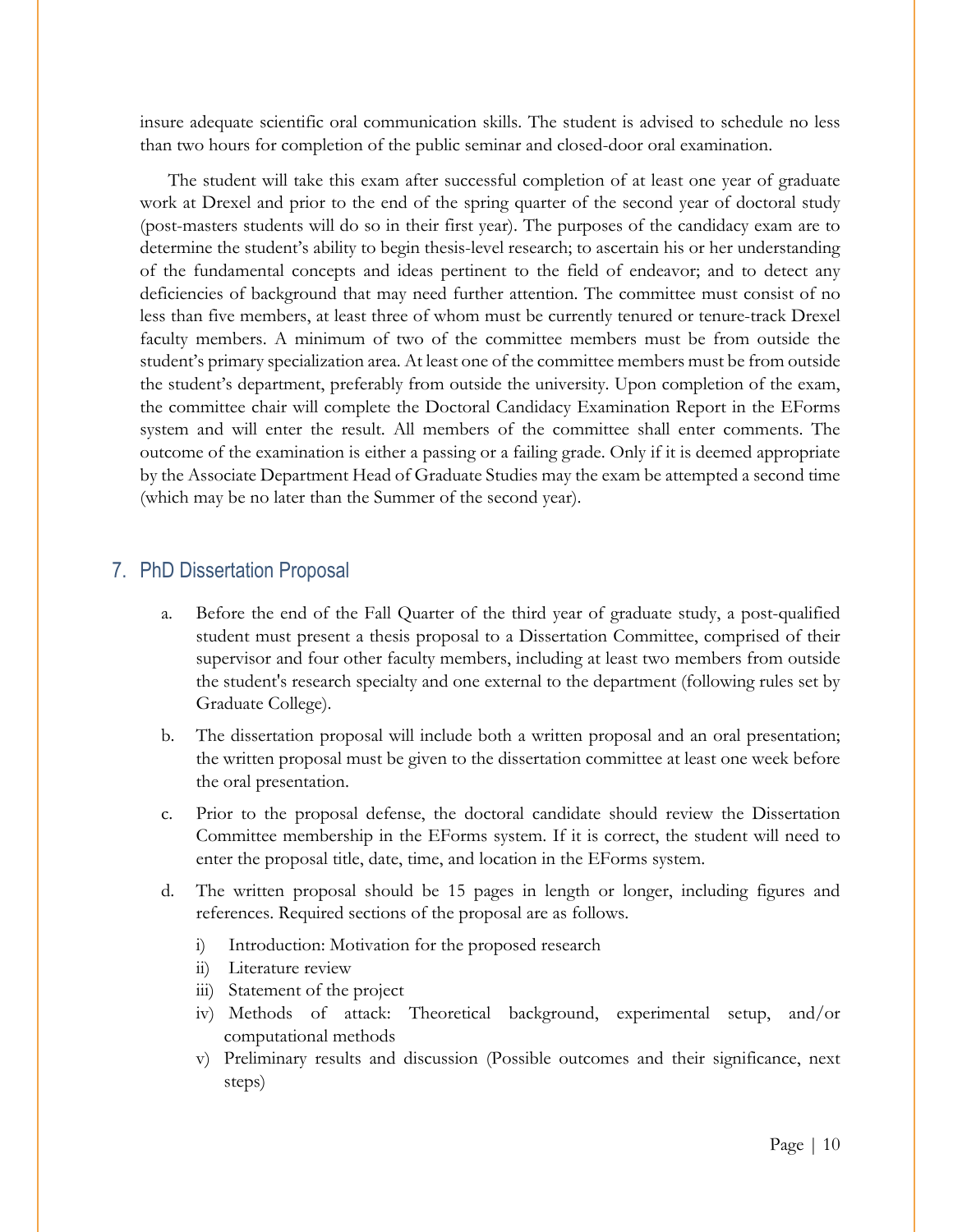insure adequate scientific oral communication skills. The student is advised to schedule no less than two hours for completion of the public seminar and closed-door oral examination.

The student will take this exam after successful completion of at least one year of graduate work at Drexel and prior to the end of the spring quarter of the second year of doctoral study (post-masters students will do so in their first year). The purposes of the candidacy exam are to determine the student's ability to begin thesis-level research; to ascertain his or her understanding of the fundamental concepts and ideas pertinent to the field of endeavor; and to detect any deficiencies of background that may need further attention. The committee must consist of no less than five members, at least three of whom must be currently tenured or tenure-track Drexel faculty members. A minimum of two of the committee members must be from outside the student's primary specialization area. At least one of the committee members must be from outside the student's department, preferably from outside the university. Upon completion of the exam, the committee chair will complete the Doctoral Candidacy Examination Report in the EForms system and will enter the result. All members of the committee shall enter comments. The outcome of the examination is either a passing or a failing grade. Only if it is deemed appropriate by the Associate Department Head of Graduate Studies may the exam be attempted a second time (which may be no later than the Summer of the second year).

## 7. PhD Dissertation Proposal

a. Before the end of the Fall Quarter of the third year of graduate study, a post-qualified student must present a thesis proposal to a Dissertation Committee, comprised of their supervisor and four other faculty members, including at least two members from outside the student's research specialty and one external to the department (following rules set by Graduate College).

b. The dissertation proposal will include both a written proposal and an oral presentation; the written proposal must be given to the dissertation committee at least one week before the oral presentation.

c. Prior to the proposal defense, the doctoral candidate should review the Dissertation Committee membership in the EForms system. If it is correct, the student will need to enter the proposal title, date, time, and location in the EForms system.

d. The written proposal should be 15 pages in length or longer, including figures and references. Required sections of the proposal are as follows.

   i) Introduction: Motivation for the proposed research
   ii) Literature review
   iii) Statement of the project
   iv) Methods of attack: Theoretical background, experimental setup, and/or computational methods
   v) Preliminary results and discussion (Possible outcomes and their significance, next steps)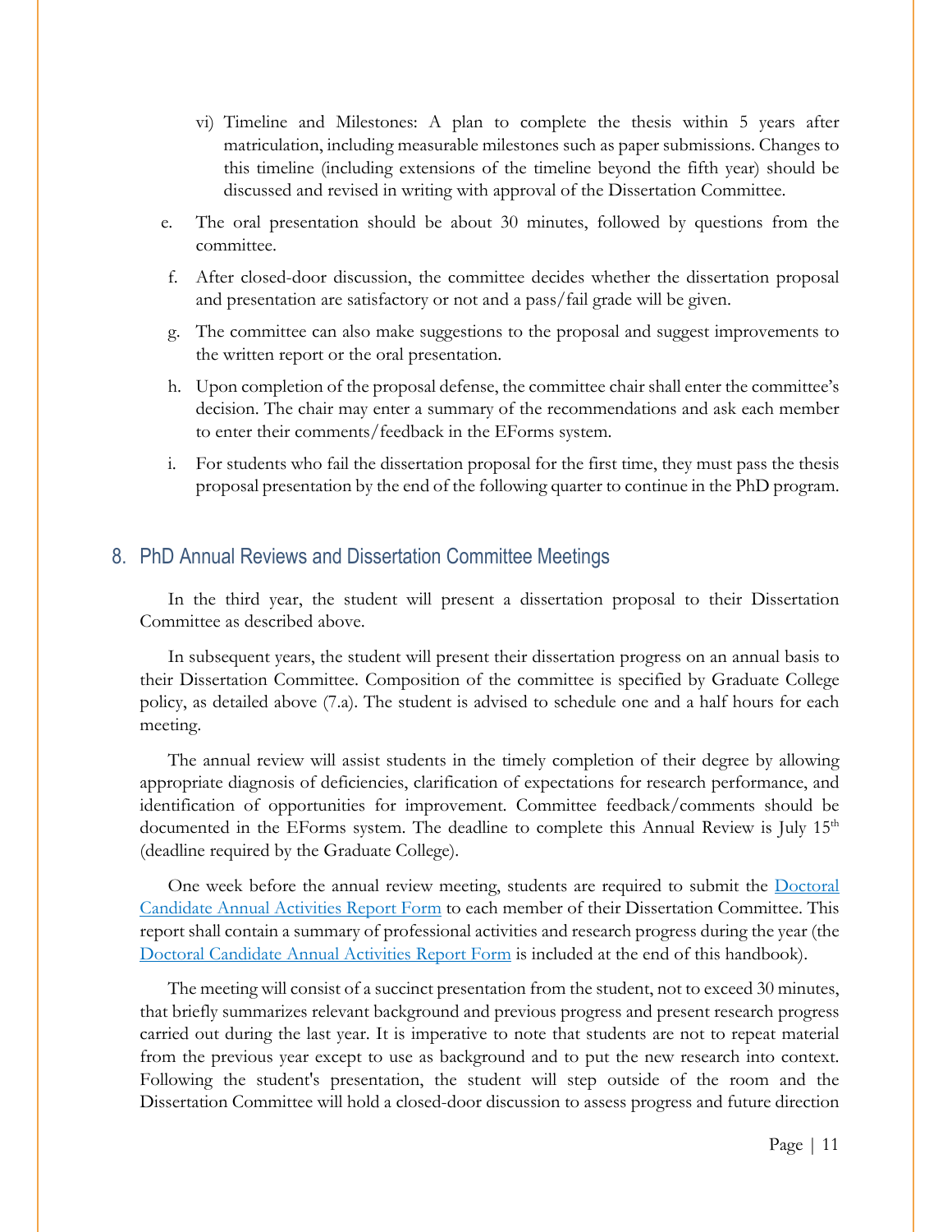vi) Timeline and Milestones: A plan to complete the thesis within 5 years after matriculation, including measurable milestones such as paper submissions. Changes to this timeline (including extensions of the timeline beyond the fifth year) should be discussed and revised in writing with approval of the Dissertation Committee.

e. The oral presentation should be about 30 minutes, followed by questions from the committee.

f. After closed-door discussion, the committee decides whether the dissertation proposal and presentation are satisfactory or not and a pass/fail grade will be given.

g. The committee can also make suggestions to the proposal and suggest improvements to the written report or the oral presentation.

h. Upon completion of the proposal defense, the committee chair shall enter the committee's decision. The chair may enter a summary of the recommendations and ask each member to enter their comments/feedback in the EForms system.

i. For students who fail the dissertation proposal for the first time, they must pass the thesis proposal presentation by the end of the following quarter to continue in the PhD program.

## 8. PhD Annual Reviews and Dissertation Committee Meetings

In the third year, the student will present a dissertation proposal to their Dissertation Committee as described above.

In subsequent years, the student will present their dissertation progress on an annual basis to their Dissertation Committee. Composition of the committee is specified by Graduate College policy, as detailed above (7.a). The student is advised to schedule one and a half hours for each meeting.

The annual review will assist students in the timely completion of their degree by allowing appropriate diagnosis of deficiencies, clarification of expectations for research performance, and identification of opportunities for improvement. Committee feedback/comments should be documented in the EForms system. The deadline to complete this Annual Review is July 15th (deadline required by the Graduate College).

One week before the annual review meeting, students are required to submit the [Doctoral Candidate Annual Activities Report Form] to each member of their Dissertation Committee. This report shall contain a summary of professional activities and research progress during the year (the [Doctoral Candidate Annual Activities Report Form] is included at the end of this handbook).

The meeting will consist of a succinct presentation from the student, not to exceed 30 minutes, that briefly summarizes relevant background and previous progress and present research progress carried out during the last year. It is imperative to note that students are not to repeat material from the previous year except to use as background and to put the new research into context. Following the student's presentation, the student will step outside of the room and the Dissertation Committee will hold a closed-door discussion to assess progress and future direction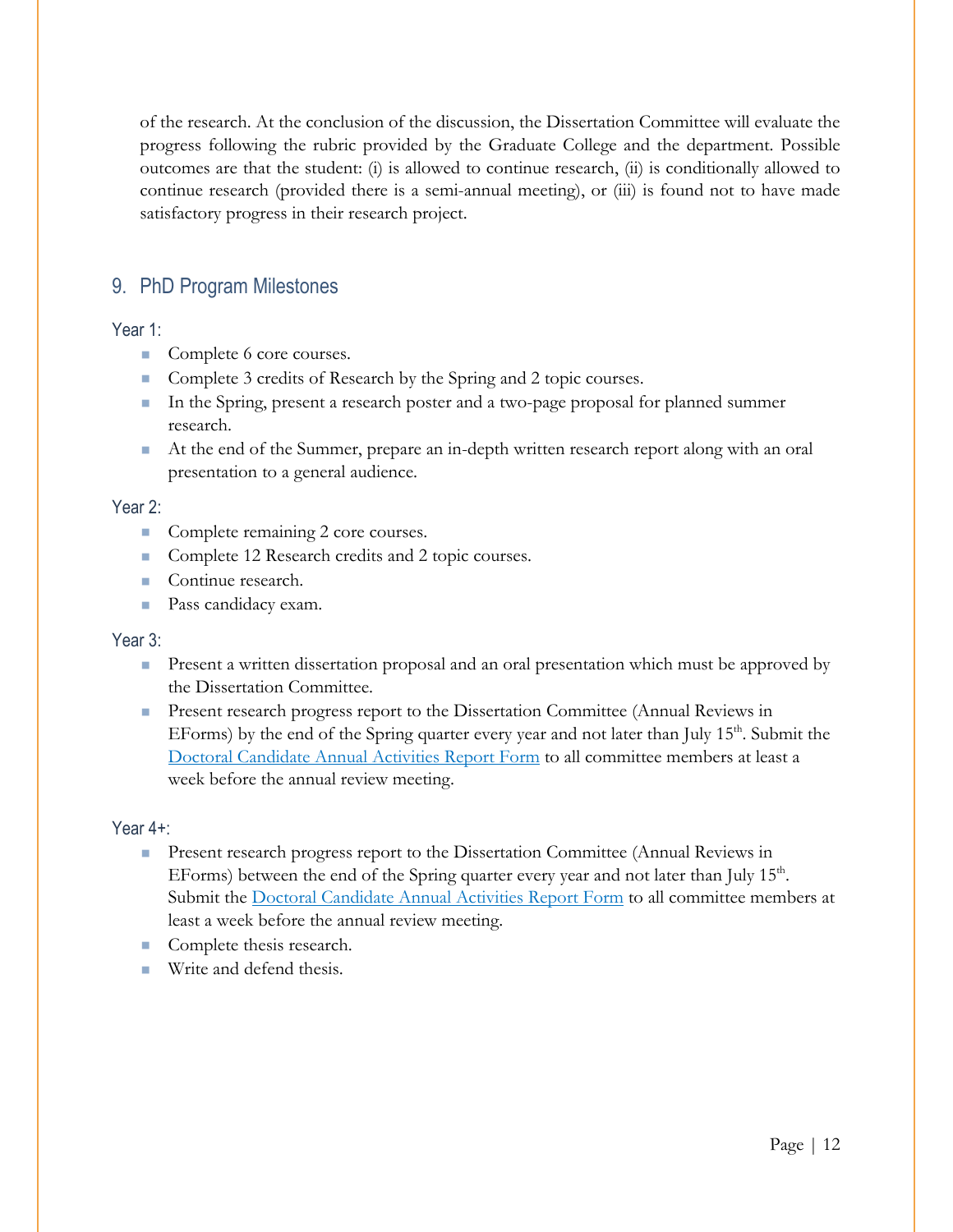of the research. At the conclusion of the discussion, the Dissertation Committee will evaluate the progress following the rubric provided by the Graduate College and the department. Possible outcomes are that the student: (i) is allowed to continue research, (ii) is conditionally allowed to continue research (provided there is a semi-annual meeting), or (iii) is found not to have made satisfactory progress in their research project.

## 9. PhD Program Milestones

### Year 1:

- Complete 6 core courses.
- Complete 3 credits of Research by the Spring and 2 topic courses.
- In the Spring, present a research poster and a two-page proposal for planned summer research.
- At the end of the Summer, prepare an in-depth written research report along with an oral presentation to a general audience.

### Year 2:

- Complete remaining 2 core courses.
- Complete 12 Research credits and 2 topic courses.
- Continue research.
- Pass candidacy exam.

### Year 3:

- Present a written dissertation proposal and an oral presentation which must be approved by the Dissertation Committee.
- Present research progress report to the Dissertation Committee (Annual Reviews in EForms) by the end of the Spring quarter every year and not later than July 15th. Submit the Doctoral Candidate Annual Activities Report Form to all committee members at least a week before the annual review meeting.

### Year 4+:

- Present research progress report to the Dissertation Committee (Annual Reviews in EForms) between the end of the Spring quarter every year and not later than July 15th. Submit the Doctoral Candidate Annual Activities Report Form to all committee members at least a week before the annual review meeting.
- Complete thesis research.
- Write and defend thesis.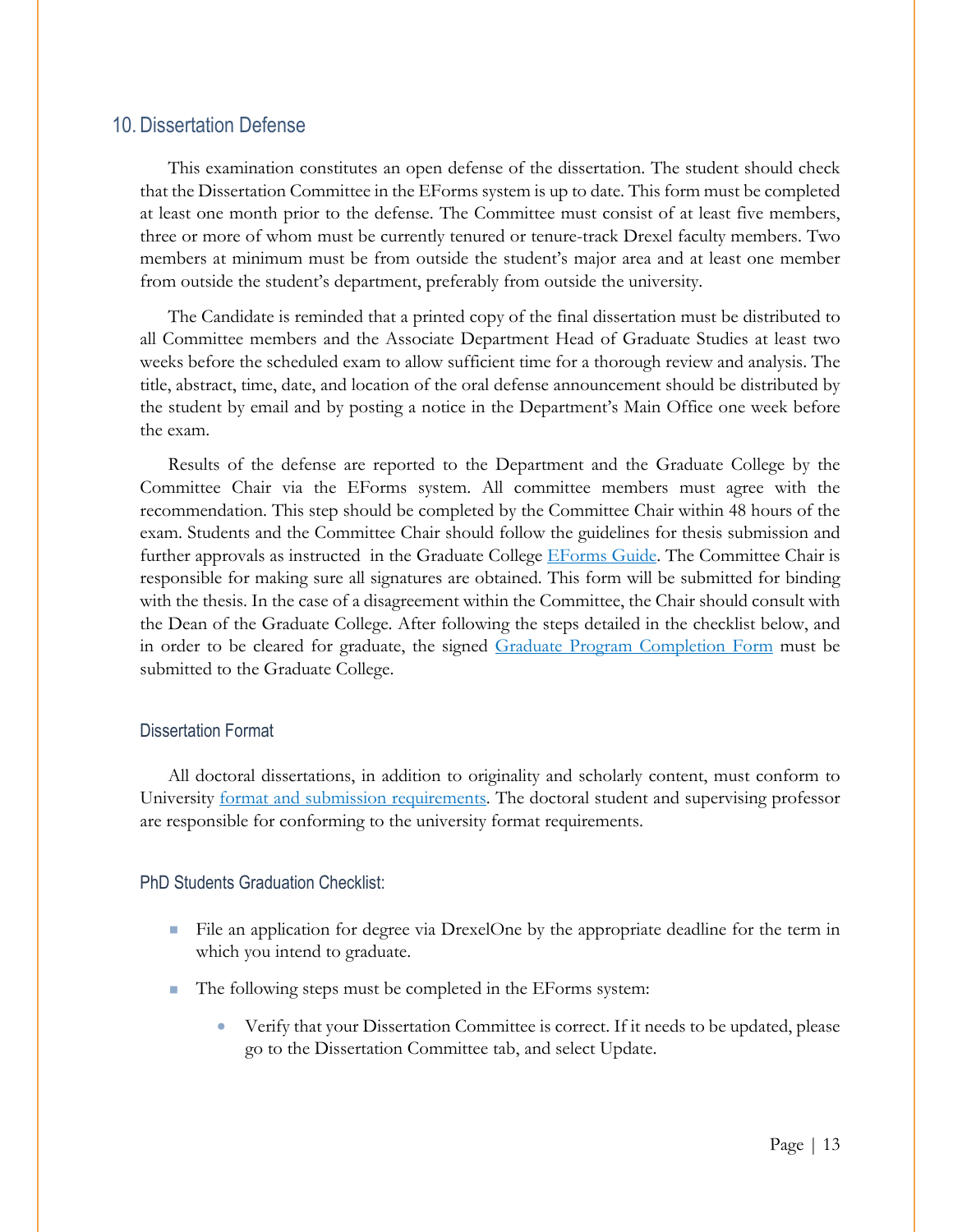## 10. Dissertation Defense

This examination constitutes an open defense of the dissertation. The student should check that the Dissertation Committee in the EForms system is up to date. This form must be completed at least one month prior to the defense. The Committee must consist of at least five members, three or more of whom must be currently tenured or tenure-track Drexel faculty members. Two members at minimum must be from outside the student's major area and at least one member from outside the student's department, preferably from outside the university.

The Candidate is reminded that a printed copy of the final dissertation must be distributed to all Committee members and the Associate Department Head of Graduate Studies at least two weeks before the scheduled exam to allow sufficient time for a thorough review and analysis. The title, abstract, time, date, and location of the oral defense announcement should be distributed by the student by email and by posting a notice in the Department's Main Office one week before the exam.

Results of the defense are reported to the Department and the Graduate College by the Committee Chair via the EForms system. All committee members must agree with the recommendation. This step should be completed by the Committee Chair within 48 hours of the exam. Students and the Committee Chair should follow the guidelines for thesis submission and further approvals as instructed in the Graduate College [EForms Guide](). The Committee Chair is responsible for making sure all signatures are obtained. This form will be submitted for binding with the thesis. In the case of a disagreement within the Committee, the Chair should consult with the Dean of the Graduate College. After following the steps detailed in the checklist below, and in order to be cleared for graduate, the signed [Graduate Program Completion Form]() must be submitted to the Graduate College.

### Dissertation Format

All doctoral dissertations, in addition to originality and scholarly content, must conform to University [format and submission requirements](). The doctoral student and supervising professor are responsible for conforming to the university format requirements.

### PhD Students Graduation Checklist:

- File an application for degree via DrexelOne by the appropriate deadline for the term in which you intend to graduate.
- The following steps must be completed in the EForms system:
    - Verify that your Dissertation Committee is correct. If it needs to be updated, please go to the Dissertation Committee tab, and select Update.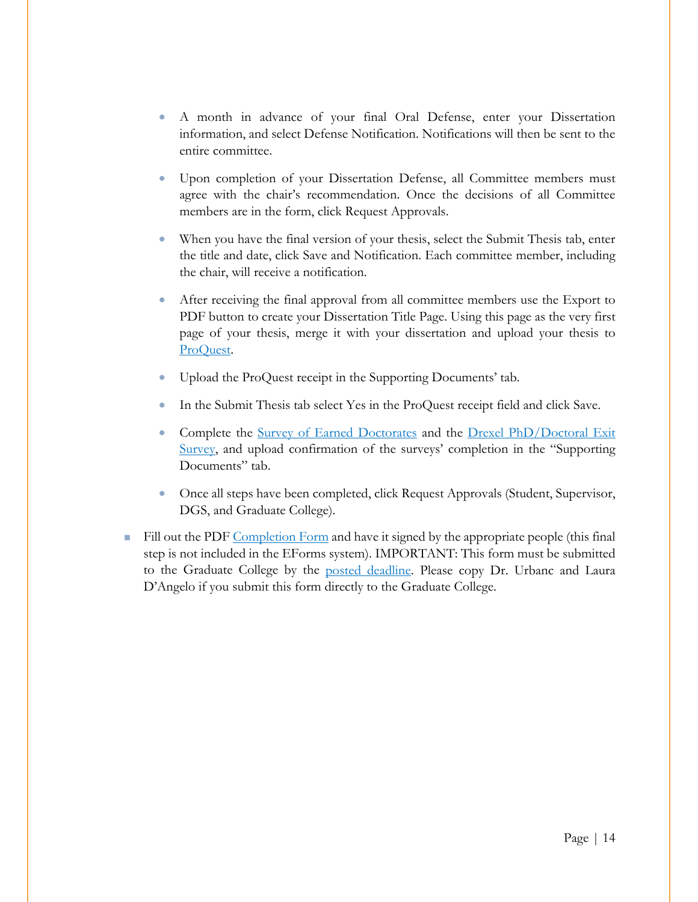- A month in advance of your final Oral Defense, enter your Dissertation information, and select Defense Notification. Notifications will then be sent to the entire committee.

  - Upon completion of your Dissertation Defense, all Committee members must agree with the chair's recommendation. Once the decisions of all Committee members are in the form, click Request Approvals.

  - When you have the final version of your thesis, select the Submit Thesis tab, enter the title and date, click Save and Notification. Each committee member, including the chair, will receive a notification.

  - After receiving the final approval from all committee members use the Export to PDF button to create your Dissertation Title Page. Using this page as the very first page of your thesis, merge it with your dissertation and upload your thesis to ProQuest.

  - Upload the ProQuest receipt in the Supporting Documents' tab.

  - In the Submit Thesis tab select Yes in the ProQuest receipt field and click Save.

  - Complete the Survey of Earned Doctorates and the Drexel PhD/Doctoral Exit Survey, and upload confirmation of the surveys' completion in the "Supporting Documents" tab.

  - Once all steps have been completed, click Request Approvals (Student, Supervisor, DGS, and Graduate College).

- Fill out the PDF Completion Form and have it signed by the appropriate people (this final step is not included in the EForms system). IMPORTANT: This form must be submitted to the Graduate College by the posted deadline. Please copy Dr. Urbanc and Laura D'Angelo if you submit this form directly to the Graduate College.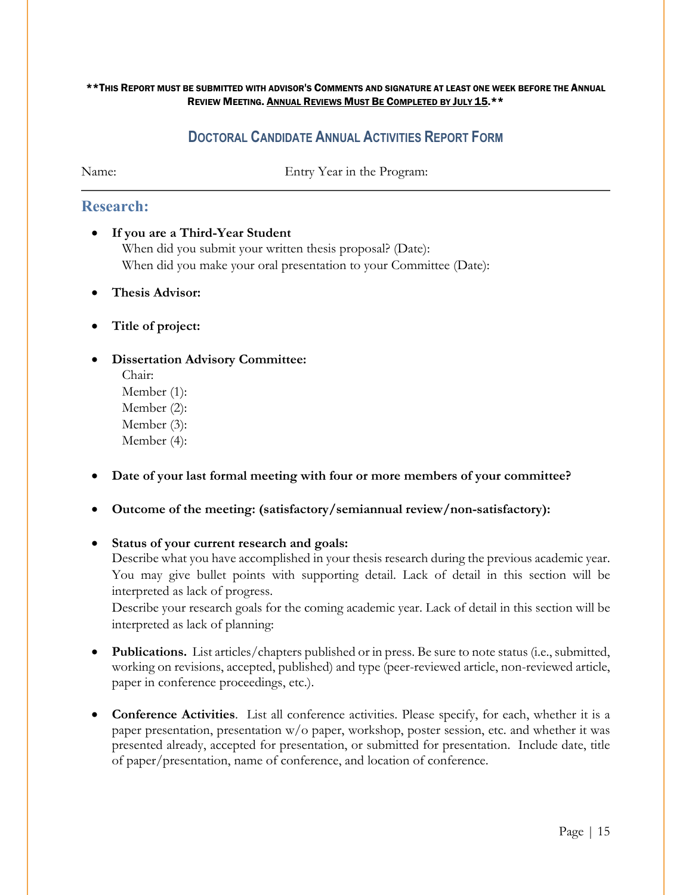**THIS REPORT MUST BE SUBMITTED WITH ADVISOR'S COMMENTS AND SIGNATURE AT LEAST ONE WEEK BEFORE THE ANNUAL REVIEW MEETING. ANNUAL REVIEWS MUST BE COMPLETED BY JULY 15.**

## DOCTORAL CANDIDATE ANNUAL ACTIVITIES REPORT FORM

Name: Entry Year in the Program:

## Research:

- **If you are a Third-Year Student**
  When did you submit your written thesis proposal? (Date):
  When did you make your oral presentation to your Committee (Date):

- **Thesis Advisor:**

- **Title of project:**

- **Dissertation Advisory Committee:**
  Chair:
  Member (1):
  Member (2):
  Member (3):
  Member (4):

- **Date of your last formal meeting with four or more members of your committee?**

- **Outcome of the meeting: (satisfactory/semiannual review/non-satisfactory):**

- **Status of your current research and goals:**
  Describe what you have accomplished in your thesis research during the previous academic year. You may give bullet points with supporting detail. Lack of detail in this section will be interpreted as lack of progress.
  Describe your research goals for the coming academic year. Lack of detail in this section will be interpreted as lack of planning:

- **Publications.** List articles/chapters published or in press. Be sure to note status (i.e., submitted, working on revisions, accepted, published) and type (peer-reviewed article, non-reviewed article, paper in conference proceedings, etc.).

- **Conference Activities**. List all conference activities. Please specify, for each, whether it is a paper presentation, presentation w/o paper, workshop, poster session, etc. and whether it was presented already, accepted for presentation, or submitted for presentation. Include date, title of paper/presentation, name of conference, and location of conference.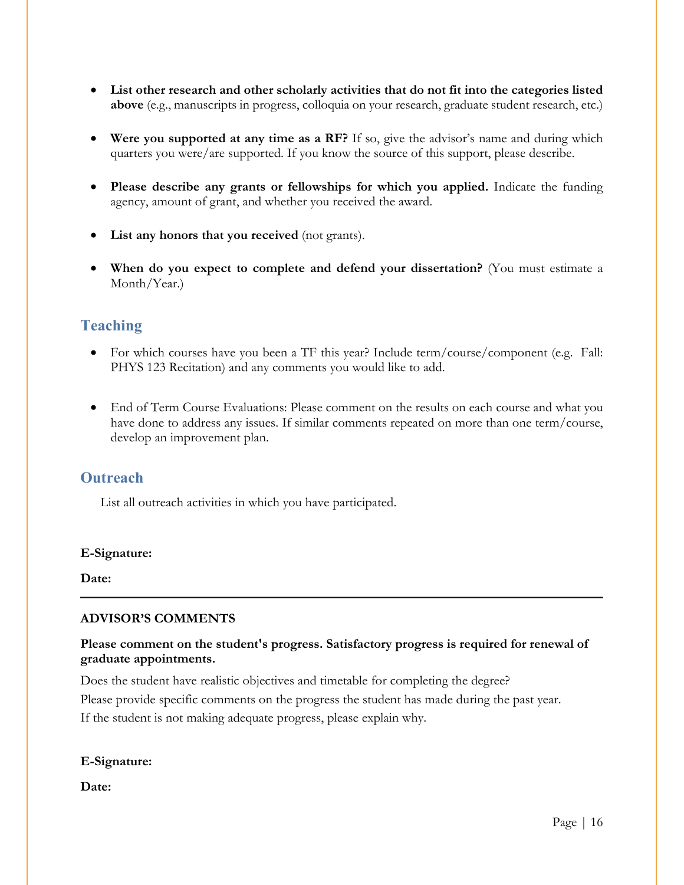- **List other research and other scholarly activities that do not fit into the categories listed above** (e.g., manuscripts in progress, colloquia on your research, graduate student research, etc.)

- **Were you supported at any time as a RF?** If so, give the advisor's name and during which quarters you were/are supported. If you know the source of this support, please describe.

- **Please describe any grants or fellowships for which you applied.** Indicate the funding agency, amount of grant, and whether you received the award.

- **List any honors that you received** (not grants).

- **When do you expect to complete and defend your dissertation?** (You must estimate a Month/Year.)

## Teaching

- For which courses have you been a TF this year? Include term/course/component (e.g. Fall: PHYS 123 Recitation) and any comments you would like to add.

- End of Term Course Evaluations: Please comment on the results on each course and what you have done to address any issues. If similar comments repeated on more than one term/course, develop an improvement plan.

## Outreach

List all outreach activities in which you have participated.

**E-Signature:**

**Date:**

---

**ADVISOR'S COMMENTS**

**Please comment on the student's progress. Satisfactory progress is required for renewal of graduate appointments.**

Does the student have realistic objectives and timetable for completing the degree?

Please provide specific comments on the progress the student has made during the past year.

If the student is not making adequate progress, please explain why.

**E-Signature:**

**Date:**